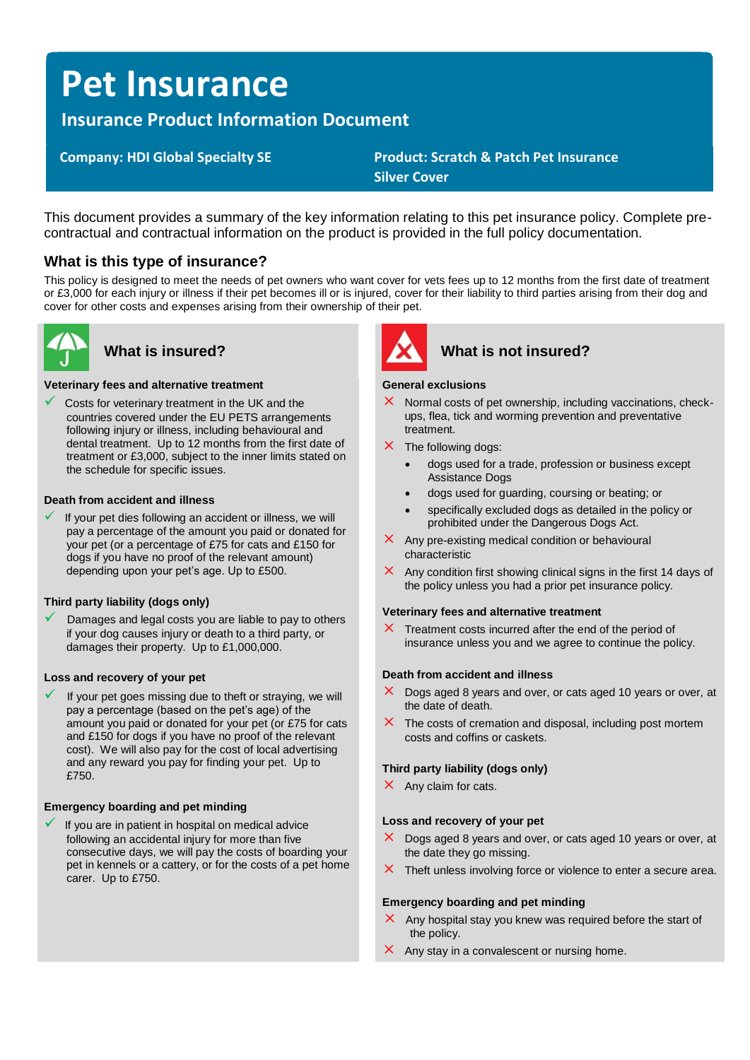# Pet Insurance

## Insurance Product Information Document

**Company: HDI Global Specialty SE**

**Product: Scratch & Patch Pet Insurance Silver Cover**

This document provides a summary of the key information relating to this pet insurance policy. Complete pre-contractual and contractual information on the product is provided in the full policy documentation.

### What is this type of insurance?

This policy is designed to meet the needs of pet owners who want cover for vets fees up to 12 months from the first date of treatment or £3,000 for each injury or illness if their pet becomes ill or is injured, cover for their liability to third parties arising from their dog and cover for other costs and expenses arising from their ownership of their pet.

### What is insured?

**Veterinary fees and alternative treatment**

- ✓ Costs for veterinary treatment in the UK and the countries covered under the EU PETS arrangements following injury or illness, including behavioural and dental treatment. Up to 12 months from the first date of treatment or £3,000, subject to the inner limits stated on the schedule for specific issues.

**Death from accident and illness**

- ✓ If your pet dies following an accident or illness, we will pay a percentage of the amount you paid or donated for your pet (or a percentage of £75 for cats and £150 for dogs if you have no proof of the relevant amount) depending upon your pet's age. Up to £500.

**Third party liability (dogs only)**

- ✓ Damages and legal costs you are liable to pay to others if your dog causes injury or death to a third party, or damages their property. Up to £1,000,000.

**Loss and recovery of your pet**

- ✓ If your pet goes missing due to theft or straying, we will pay a percentage (based on the pet's age) of the amount you paid or donated for your pet (or £75 for cats and £150 for dogs if you have no proof of the relevant cost). We will also pay for the cost of local advertising and any reward you pay for finding your pet. Up to £750.

**Emergency boarding and pet minding**

- ✓ If you are in patient in hospital on medical advice following an accidental injury for more than five consecutive days, we will pay the costs of boarding your pet in kennels or a cattery, or for the costs of a pet home carer. Up to £750.

### What is not insured?

**General exclusions**

- ✗ Normal costs of pet ownership, including vaccinations, check-ups, flea, tick and worming prevention and preventative treatment.
- ✗ The following dogs:
  - dogs used for a trade, profession or business except Assistance Dogs
  - dogs used for guarding, coursing or beating; or
  - specifically excluded dogs as detailed in the policy or prohibited under the Dangerous Dogs Act.
- ✗ Any pre-existing medical condition or behavioural characteristic
- ✗ Any condition first showing clinical signs in the first 14 days of the policy unless you had a prior pet insurance policy.

**Veterinary fees and alternative treatment**

- ✗ Treatment costs incurred after the end of the period of insurance unless you and we agree to continue the policy.

**Death from accident and illness**

- ✗ Dogs aged 8 years and over, or cats aged 10 years or over, at the date of death.
- ✗ The costs of cremation and disposal, including post mortem costs and coffins or caskets.

**Third party liability (dogs only)**

- ✗ Any claim for cats.

**Loss and recovery of your pet**

- ✗ Dogs aged 8 years and over, or cats aged 10 years or over, at the date they go missing.
- ✗ Theft unless involving force or violence to enter a secure area.

**Emergency boarding and pet minding**

- ✗ Any hospital stay you knew was required before the start of the policy.
- ✗ Any stay in a convalescent or nursing home.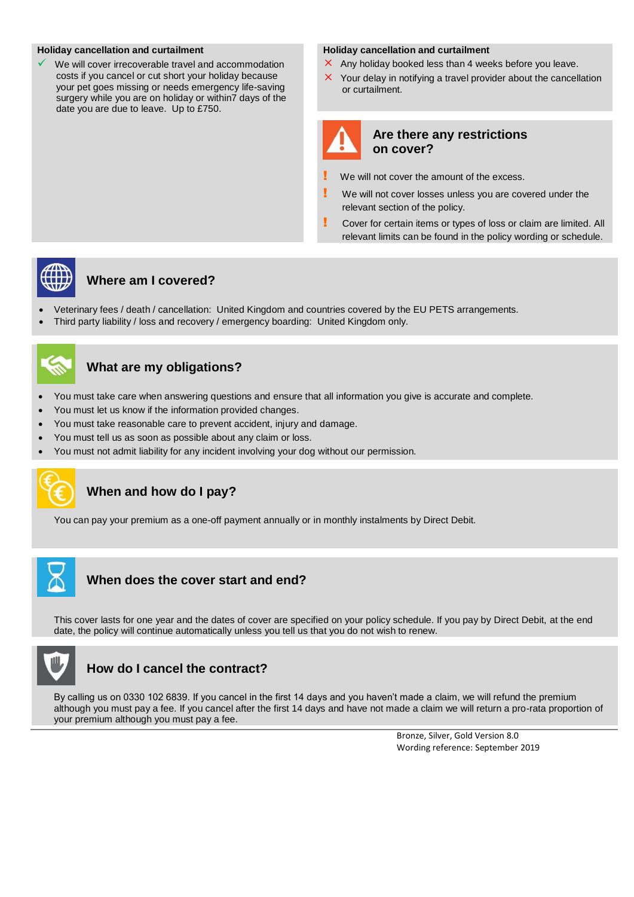**Holiday cancellation and curtailment**

- ✓ We will cover irrecoverable travel and accommodation costs if you cancel or cut short your holiday because your pet goes missing or needs emergency life-saving surgery while you are on holiday or within7 days of the date you are due to leave. Up to £750.

**Holiday cancellation and curtailment**

- ✗ Any holiday booked less than 4 weeks before you leave.
- ✗ Your delay in notifying a travel provider about the cancellation or curtailment.

## Are there any restrictions on cover?

- ! We will not cover the amount of the excess.
- ! We will not cover losses unless you are covered under the relevant section of the policy.
- ! Cover for certain items or types of loss or claim are limited. All relevant limits can be found in the policy wording or schedule.

## Where am I covered?

- Veterinary fees / death / cancellation: United Kingdom and countries covered by the EU PETS arrangements.
- Third party liability / loss and recovery / emergency boarding: United Kingdom only.

## What are my obligations?

- You must take care when answering questions and ensure that all information you give is accurate and complete.
- You must let us know if the information provided changes.
- You must take reasonable care to prevent accident, injury and damage.
- You must tell us as soon as possible about any claim or loss.
- You must not admit liability for any incident involving your dog without our permission.

## When and how do I pay?

You can pay your premium as a one-off payment annually or in monthly instalments by Direct Debit.

## When does the cover start and end?

This cover lasts for one year and the dates of cover are specified on your policy schedule. If you pay by Direct Debit, at the end date, the policy will continue automatically unless you tell us that you do not wish to renew.

## How do I cancel the contract?

By calling us on 0330 102 6839. If you cancel in the first 14 days and you haven't made a claim, we will refund the premium although you must pay a fee. If you cancel after the first 14 days and have not made a claim we will return a pro-rata proportion of your premium although you must pay a fee.

Bronze, Silver, Gold Version 8.0
Wording reference: September 2019